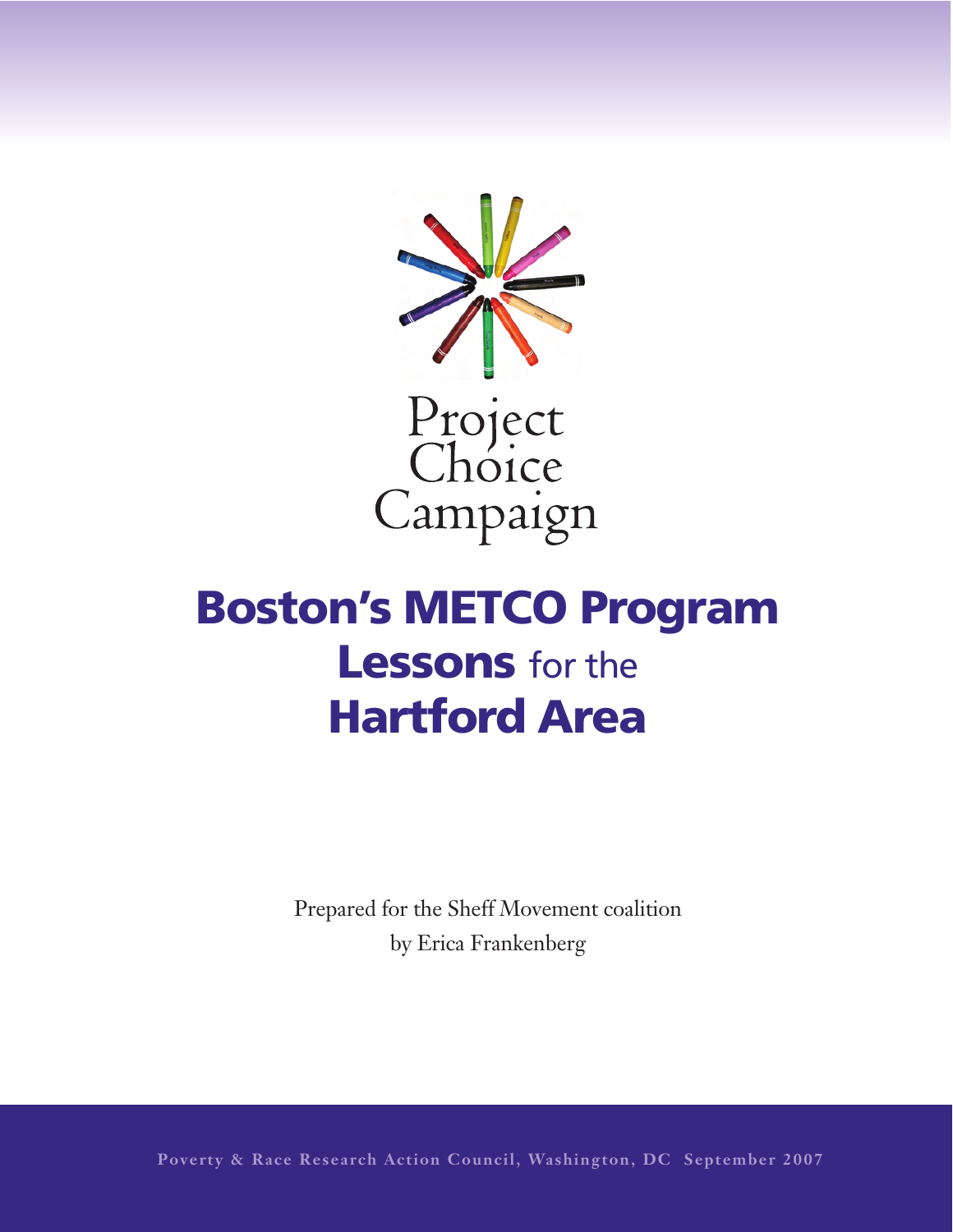Project Choice Campaign

# Boston's METCO Program Lessons for the Hartford Area

Prepared for the Sheff Movement coalition
by Erica Frankenberg

Poverty & Race Research Action Council, Washington, DC September 2007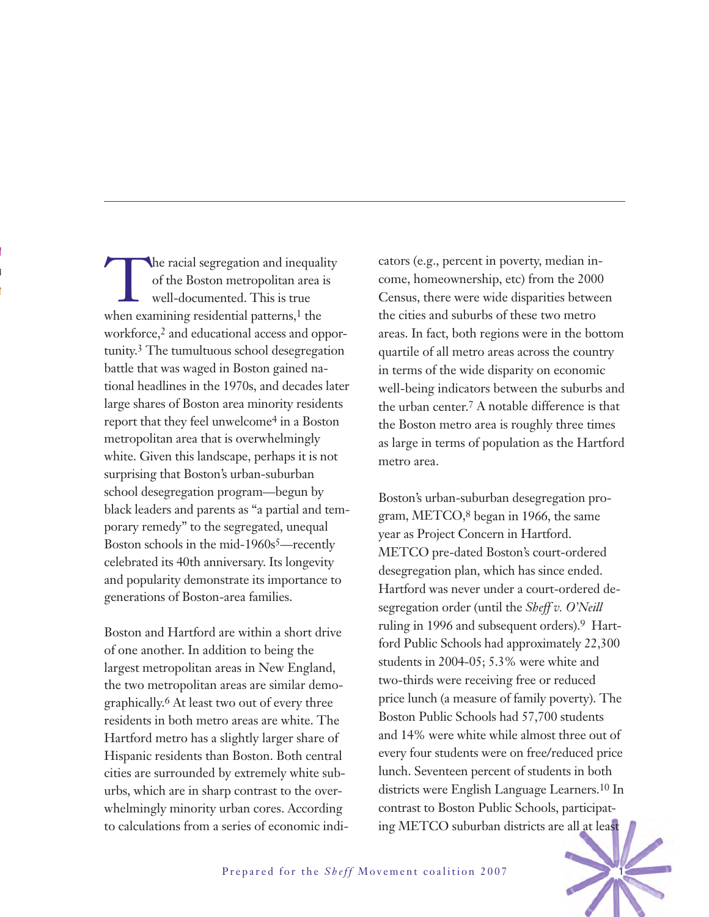The racial segregation and inequality of the Boston metropolitan area is well-documented. This is true when examining residential patterns,[1] the workforce,[2] and educational access and opportunity.[3] The tumultuous school desegregation battle that was waged in Boston gained national headlines in the 1970s, and decades later large shares of Boston area minority residents report that they feel unwelcome[4] in a Boston metropolitan area that is overwhelmingly white. Given this landscape, perhaps it is not surprising that Boston's urban-suburban school desegregation program—begun by black leaders and parents as "a partial and temporary remedy" to the segregated, unequal Boston schools in the mid-1960s[5]—recently celebrated its 40th anniversary. Its longevity and popularity demonstrate its importance to generations of Boston-area families.

Boston and Hartford are within a short drive of one another. In addition to being the largest metropolitan areas in New England, the two metropolitan areas are similar demographically.[6] At least two out of every three residents in both metro areas are white. The Hartford metro has a slightly larger share of Hispanic residents than Boston. Both central cities are surrounded by extremely white suburbs, which are in sharp contrast to the overwhelmingly minority urban cores. According to calculations from a series of economic indicators (e.g., percent in poverty, median income, homeownership, etc) from the 2000 Census, there were wide disparities between the cities and suburbs of these two metro areas. In fact, both regions were in the bottom quartile of all metro areas across the country in terms of the wide disparity on economic well-being indicators between the suburbs and the urban center.[7] A notable difference is that the Boston metro area is roughly three times as large in terms of population as the Hartford metro area.

Boston's urban-suburban desegregation program, METCO,[8] began in 1966, the same year as Project Concern in Hartford. METCO pre-dated Boston's court-ordered desegregation plan, which has since ended. Hartford was never under a court-ordered desegregation order (until the *Sheff v. O'Neill* ruling in 1996 and subsequent orders).[9] Hartford Public Schools had approximately 22,300 students in 2004-05; 5.3% were white and two-thirds were receiving free or reduced price lunch (a measure of family poverty). The Boston Public Schools had 57,700 students and 14% were white while almost three out of every four students were on free/reduced price lunch. Seventeen percent of students in both districts were English Language Learners.[10] In contrast to Boston Public Schools, participating METCO suburban districts are all at least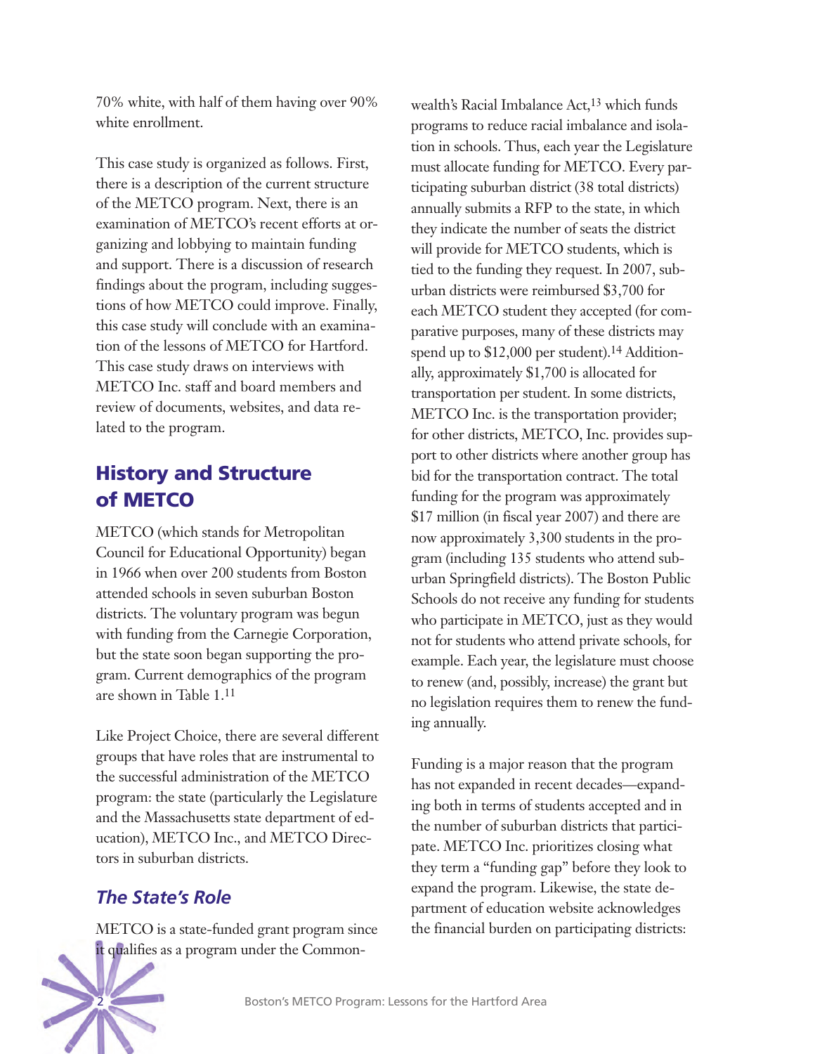70% white, with half of them having over 90% white enrollment.

This case study is organized as follows. First, there is a description of the current structure of the METCO program. Next, there is an examination of METCO's recent efforts at organizing and lobbying to maintain funding and support. There is a discussion of research findings about the program, including suggestions of how METCO could improve. Finally, this case study will conclude with an examination of the lessons of METCO for Hartford. This case study draws on interviews with METCO Inc. staff and board members and review of documents, websites, and data related to the program.

## History and Structure of METCO

METCO (which stands for Metropolitan Council for Educational Opportunity) began in 1966 when over 200 students from Boston attended schools in seven suburban Boston districts. The voluntary program was begun with funding from the Carnegie Corporation, but the state soon began supporting the program. Current demographics of the program are shown in Table 1.[11]

Like Project Choice, there are several different groups that have roles that are instrumental to the successful administration of the METCO program: the state (particularly the Legislature and the Massachusetts state department of education), METCO Inc., and METCO Directors in suburban districts.

### *The State's Role*

METCO is a state-funded grant program since it qualifies as a program under the Commonwealth's Racial Imbalance Act,[13] which funds programs to reduce racial imbalance and isolation in schools. Thus, each year the Legislature must allocate funding for METCO. Every participating suburban district (38 total districts) annually submits a RFP to the state, in which they indicate the number of seats the district will provide for METCO students, which is tied to the funding they request. In 2007, suburban districts were reimbursed $3,700 for each METCO student they accepted (for comparative purposes, many of these districts may spend up to $12,000 per student).[14] Additionally, approximately $1,700 is allocated for transportation per student. In some districts, METCO Inc. is the transportation provider; for other districts, METCO, Inc. provides support to other districts where another group has bid for the transportation contract. The total funding for the program was approximately $17 million (in fiscal year 2007) and there are now approximately 3,300 students in the program (including 135 students who attend suburban Springfield districts). The Boston Public Schools do not receive any funding for students who participate in METCO, just as they would not for students who attend private schools, for example. Each year, the legislature must choose to renew (and, possibly, increase) the grant but no legislation requires them to renew the funding annually.

Funding is a major reason that the program has not expanded in recent decades—expanding both in terms of students accepted and in the number of suburban districts that participate. METCO Inc. prioritizes closing what they term a "funding gap" before they look to expand the program. Likewise, the state department of education website acknowledges the financial burden on participating districts: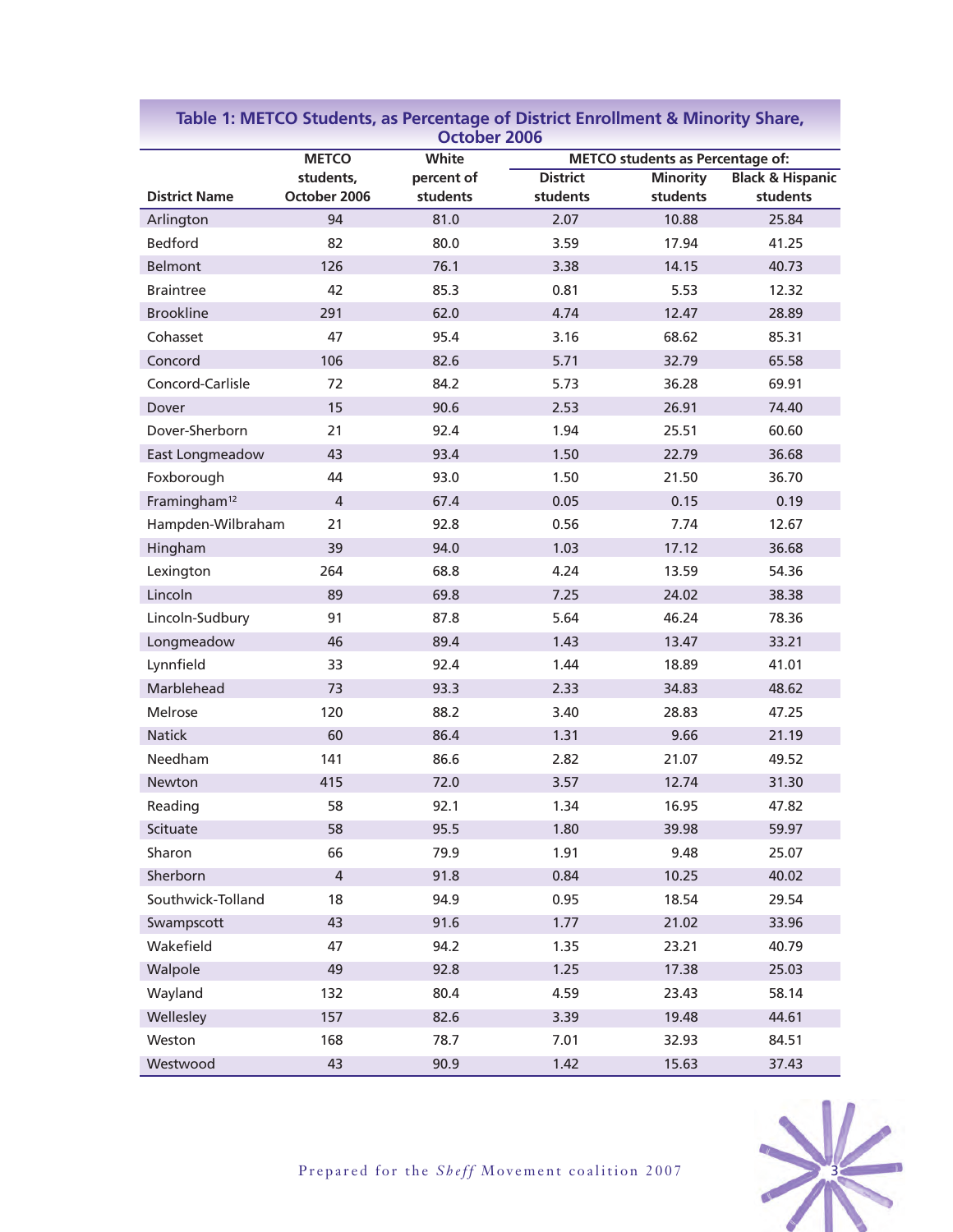## Table 1: METCO Students, as Percentage of District Enrollment & Minority Share, October 2006

| District Name | METCO students, October 2006 | White percent of students | METCO students as Percentage of: District students | Minority students | Black & Hispanic students |
|---|---|---|---|---|---|
| Arlington | 94 | 81.0 | 2.07 | 10.88 | 25.84 |
| Bedford | 82 | 80.0 | 3.59 | 17.94 | 41.25 |
| Belmont | 126 | 76.1 | 3.38 | 14.15 | 40.73 |
| Braintree | 42 | 85.3 | 0.81 | 5.53 | 12.32 |
| Brookline | 291 | 62.0 | 4.74 | 12.47 | 28.89 |
| Cohasset | 47 | 95.4 | 3.16 | 68.62 | 85.31 |
| Concord | 106 | 82.6 | 5.71 | 32.79 | 65.58 |
| Concord-Carlisle | 72 | 84.2 | 5.73 | 36.28 | 69.91 |
| Dover | 15 | 90.6 | 2.53 | 26.91 | 74.40 |
| Dover-Sherborn | 21 | 92.4 | 1.94 | 25.51 | 60.60 |
| East Longmeadow | 43 | 93.4 | 1.50 | 22.79 | 36.68 |
| Foxborough | 44 | 93.0 | 1.50 | 21.50 | 36.70 |
| Framingham[12] | 4 | 67.4 | 0.05 | 0.15 | 0.19 |
| Hampden-Wilbraham | 21 | 92.8 | 0.56 | 7.74 | 12.67 |
| Hingham | 39 | 94.0 | 1.03 | 17.12 | 36.68 |
| Lexington | 264 | 68.8 | 4.24 | 13.59 | 54.36 |
| Lincoln | 89 | 69.8 | 7.25 | 24.02 | 38.38 |
| Lincoln-Sudbury | 91 | 87.8 | 5.64 | 46.24 | 78.36 |
| Longmeadow | 46 | 89.4 | 1.43 | 13.47 | 33.21 |
| Lynnfield | 33 | 92.4 | 1.44 | 18.89 | 41.01 |
| Marblehead | 73 | 93.3 | 2.33 | 34.83 | 48.62 |
| Melrose | 120 | 88.2 | 3.40 | 28.83 | 47.25 |
| Natick | 60 | 86.4 | 1.31 | 9.66 | 21.19 |
| Needham | 141 | 86.6 | 2.82 | 21.07 | 49.52 |
| Newton | 415 | 72.0 | 3.57 | 12.74 | 31.30 |
| Reading | 58 | 92.1 | 1.34 | 16.95 | 47.82 |
| Scituate | 58 | 95.5 | 1.80 | 39.98 | 59.97 |
| Sharon | 66 | 79.9 | 1.91 | 9.48 | 25.07 |
| Sherborn | 4 | 91.8 | 0.84 | 10.25 | 40.02 |
| Southwick-Tolland | 18 | 94.9 | 0.95 | 18.54 | 29.54 |
| Swampscott | 43 | 91.6 | 1.77 | 21.02 | 33.96 |
| Wakefield | 47 | 94.2 | 1.35 | 23.21 | 40.79 |
| Walpole | 49 | 92.8 | 1.25 | 17.38 | 25.03 |
| Wayland | 132 | 80.4 | 4.59 | 23.43 | 58.14 |
| Wellesley | 157 | 82.6 | 3.39 | 19.48 | 44.61 |
| Weston | 168 | 78.7 | 7.01 | 32.93 | 84.51 |
| Westwood | 43 | 90.9 | 1.42 | 15.63 | 37.43 |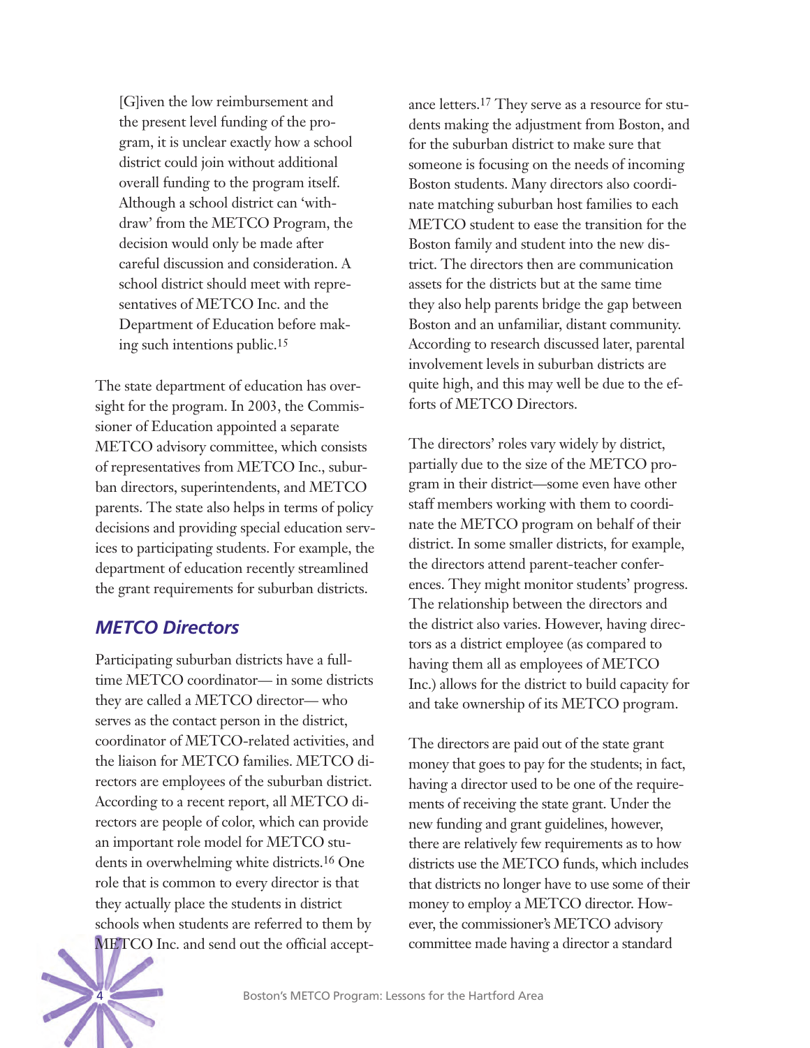> [G]iven the low reimbursement and the present level funding of the program, it is unclear exactly how a school district could join without additional overall funding to the program itself. Although a school district can 'withdraw' from the METCO Program, the decision would only be made after careful discussion and consideration. A school district should meet with representatives of METCO Inc. and the Department of Education before making such intentions public.[15]

The state department of education has oversight for the program. In 2003, the Commissioner of Education appointed a separate METCO advisory committee, which consists of representatives from METCO Inc., suburban directors, superintendents, and METCO parents. The state also helps in terms of policy decisions and providing special education services to participating students. For example, the department of education recently streamlined the grant requirements for suburban districts.

## *METCO Directors*

Participating suburban districts have a full-time METCO coordinator— in some districts they are called a METCO director— who serves as the contact person in the district, coordinator of METCO-related activities, and the liaison for METCO families. METCO directors are employees of the suburban district. According to a recent report, all METCO directors are people of color, which can provide an important role model for METCO students in overwhelming white districts.[16] One role that is common to every director is that they actually place the students in district schools when students are referred to them by METCO Inc. and send out the official acceptance letters.[17] They serve as a resource for students making the adjustment from Boston, and for the suburban district to make sure that someone is focusing on the needs of incoming Boston students. Many directors also coordinate matching suburban host families to each METCO student to ease the transition for the Boston family and student into the new district. The directors then are communication assets for the districts but at the same time they also help parents bridge the gap between Boston and an unfamiliar, distant community. According to research discussed later, parental involvement levels in suburban districts are quite high, and this may well be due to the efforts of METCO Directors.

The directors' roles vary widely by district, partially due to the size of the METCO program in their district—some even have other staff members working with them to coordinate the METCO program on behalf of their district. In some smaller districts, for example, the directors attend parent-teacher conferences. They might monitor students' progress. The relationship between the directors and the district also varies. However, having directors as a district employee (as compared to having them all as employees of METCO Inc.) allows for the district to build capacity for and take ownership of its METCO program.

The directors are paid out of the state grant money that goes to pay for the students; in fact, having a director used to be one of the requirements of receiving the state grant. Under the new funding and grant guidelines, however, there are relatively few requirements as to how districts use the METCO funds, which includes that districts no longer have to use some of their money to employ a METCO director. However, the commissioner's METCO advisory committee made having a director a standard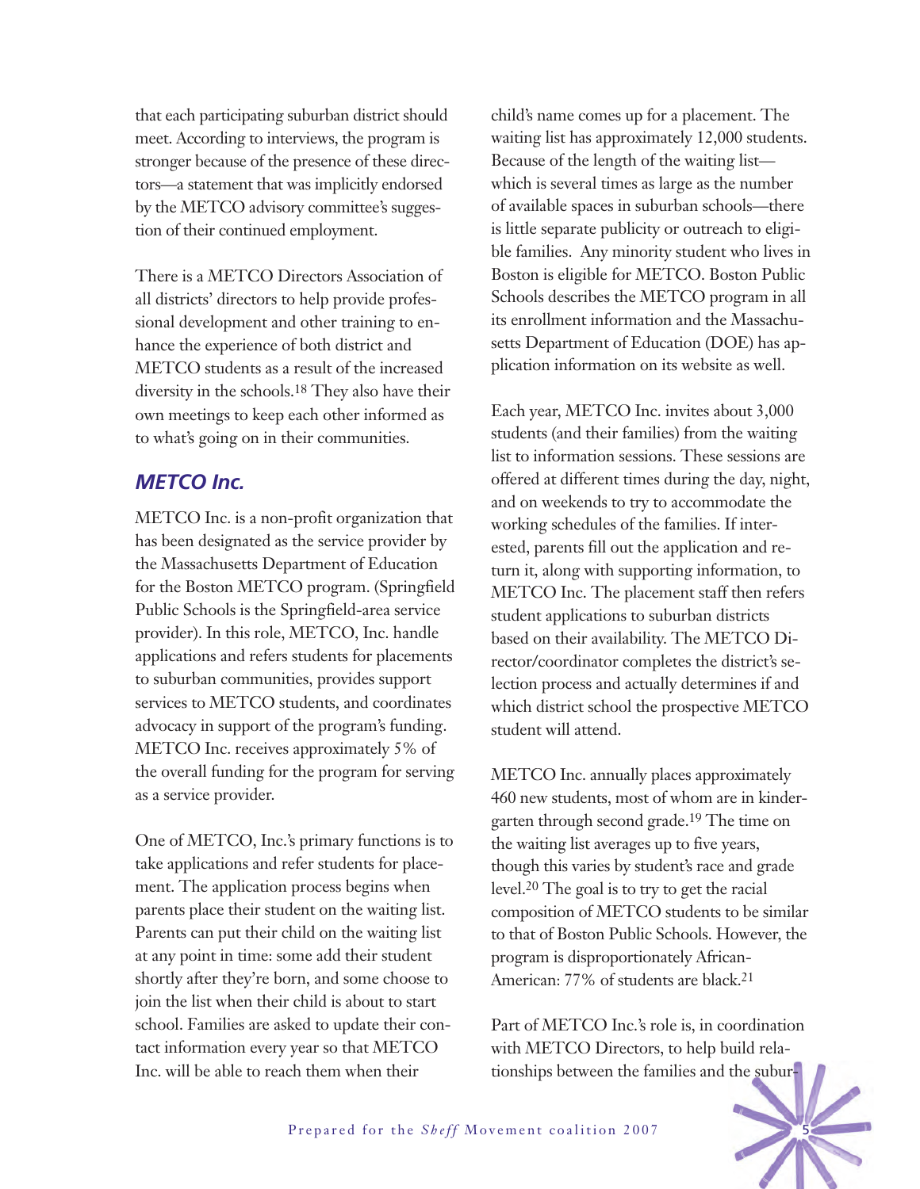that each participating suburban district should meet. According to interviews, the program is stronger because of the presence of these directors—a statement that was implicitly endorsed by the METCO advisory committee's suggestion of their continued employment.

There is a METCO Directors Association of all districts' directors to help provide professional development and other training to enhance the experience of both district and METCO students as a result of the increased diversity in the schools.[18] They also have their own meetings to keep each other informed as to what's going on in their communities.

## *METCO Inc.*

METCO Inc. is a non-profit organization that has been designated as the service provider by the Massachusetts Department of Education for the Boston METCO program. (Springfield Public Schools is the Springfield-area service provider). In this role, METCO, Inc. handle applications and refers students for placements to suburban communities, provides support services to METCO students, and coordinates advocacy in support of the program's funding. METCO Inc. receives approximately 5% of the overall funding for the program for serving as a service provider.

One of METCO, Inc.'s primary functions is to take applications and refer students for placement. The application process begins when parents place their student on the waiting list. Parents can put their child on the waiting list at any point in time: some add their student shortly after they're born, and some choose to join the list when their child is about to start school. Families are asked to update their contact information every year so that METCO Inc. will be able to reach them when their child's name comes up for a placement. The waiting list has approximately 12,000 students. Because of the length of the waiting list—which is several times as large as the number of available spaces in suburban schools—there is little separate publicity or outreach to eligible families. Any minority student who lives in Boston is eligible for METCO. Boston Public Schools describes the METCO program in all its enrollment information and the Massachusetts Department of Education (DOE) has application information on its website as well.

Each year, METCO Inc. invites about 3,000 students (and their families) from the waiting list to information sessions. These sessions are offered at different times during the day, night, and on weekends to try to accommodate the working schedules of the families. If interested, parents fill out the application and return it, along with supporting information, to METCO Inc. The placement staff then refers student applications to suburban districts based on their availability. The METCO Director/coordinator completes the district's selection process and actually determines if and which district school the prospective METCO student will attend.

METCO Inc. annually places approximately 460 new students, most of whom are in kindergarten through second grade.[19] The time on the waiting list averages up to five years, though this varies by student's race and grade level.[20] The goal is to try to get the racial composition of METCO students to be similar to that of Boston Public Schools. However, the program is disproportionately African-American: 77% of students are black.[21]

Part of METCO Inc.'s role is, in coordination with METCO Directors, to help build relationships between the families and the subur-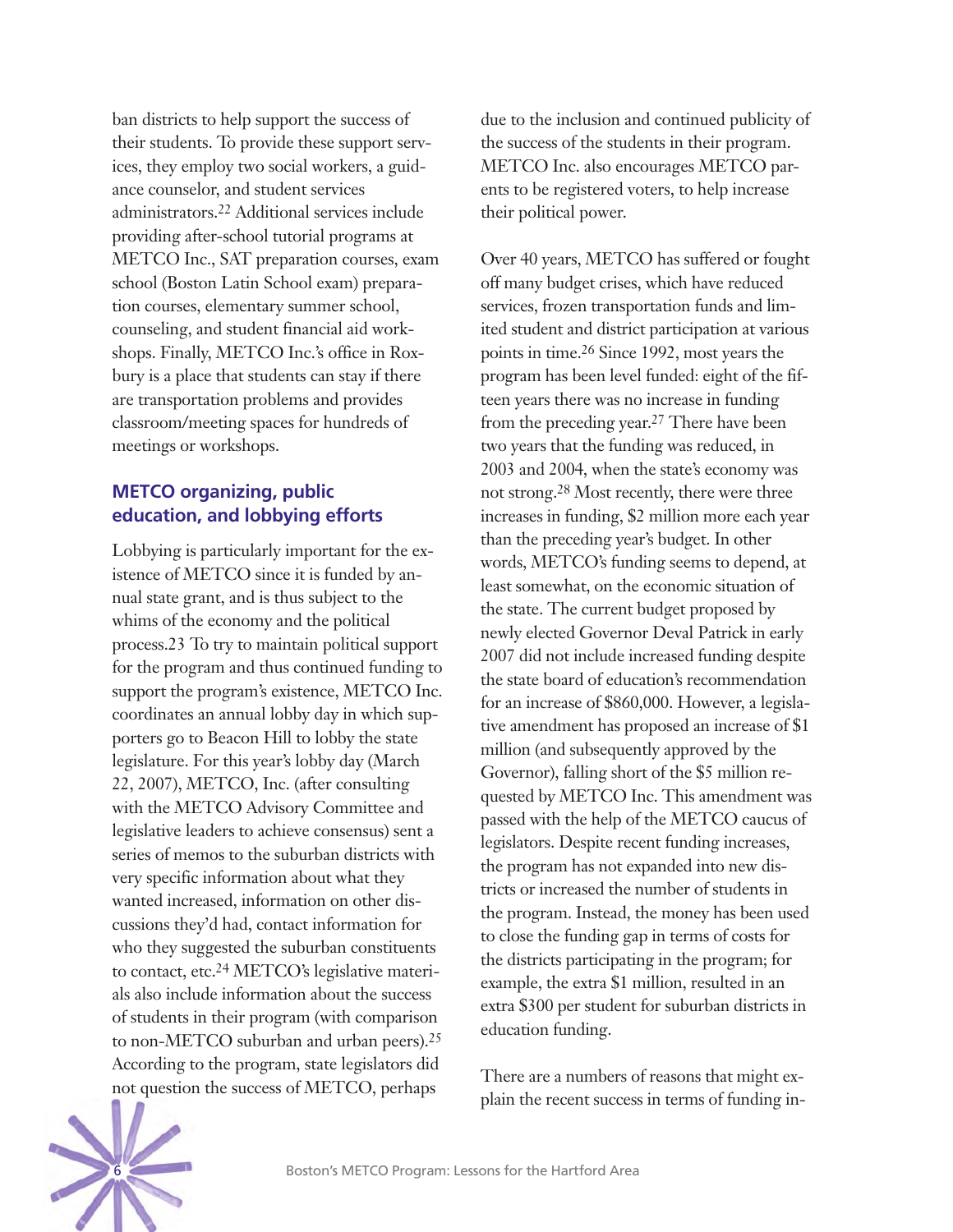ban districts to help support the success of their students. To provide these support services, they employ two social workers, a guidance counselor, and student services administrators.[22] Additional services include providing after-school tutorial programs at METCO Inc., SAT preparation courses, exam school (Boston Latin School exam) preparation courses, elementary summer school, counseling, and student financial aid workshops. Finally, METCO Inc.'s office in Roxbury is a place that students can stay if there are transportation problems and provides classroom/meeting spaces for hundreds of meetings or workshops.

### METCO organizing, public education, and lobbying efforts

Lobbying is particularly important for the existence of METCO since it is funded by annual state grant, and is thus subject to the whims of the economy and the political process.23 To try to maintain political support for the program and thus continued funding to support the program's existence, METCO Inc. coordinates an annual lobby day in which supporters go to Beacon Hill to lobby the state legislature. For this year's lobby day (March 22, 2007), METCO, Inc. (after consulting with the METCO Advisory Committee and legislative leaders to achieve consensus) sent a series of memos to the suburban districts with very specific information about what they wanted increased, information on other discussions they'd had, contact information for who they suggested the suburban constituents to contact, etc.[24] METCO's legislative materials also include information about the success of students in their program (with comparison to non-METCO suburban and urban peers).[25] According to the program, state legislators did not question the success of METCO, perhaps due to the inclusion and continued publicity of the success of the students in their program. METCO Inc. also encourages METCO parents to be registered voters, to help increase their political power.

Over 40 years, METCO has suffered or fought off many budget crises, which have reduced services, frozen transportation funds and limited student and district participation at various points in time.[26] Since 1992, most years the program has been level funded: eight of the fifteen years there was no increase in funding from the preceding year.[27] There have been two years that the funding was reduced, in 2003 and 2004, when the state's economy was not strong.[28] Most recently, there were three increases in funding, $2 million more each year than the preceding year's budget. In other words, METCO's funding seems to depend, at least somewhat, on the economic situation of the state. The current budget proposed by newly elected Governor Deval Patrick in early 2007 did not include increased funding despite the state board of education's recommendation for an increase of $860,000. However, a legislative amendment has proposed an increase of $1 million (and subsequently approved by the Governor), falling short of the $5 million requested by METCO Inc. This amendment was passed with the help of the METCO caucus of legislators. Despite recent funding increases, the program has not expanded into new districts or increased the number of students in the program. Instead, the money has been used to close the funding gap in terms of costs for the districts participating in the program; for example, the extra $1 million, resulted in an extra $300 per student for suburban districts in education funding.

There are a numbers of reasons that might explain the recent success in terms of funding in-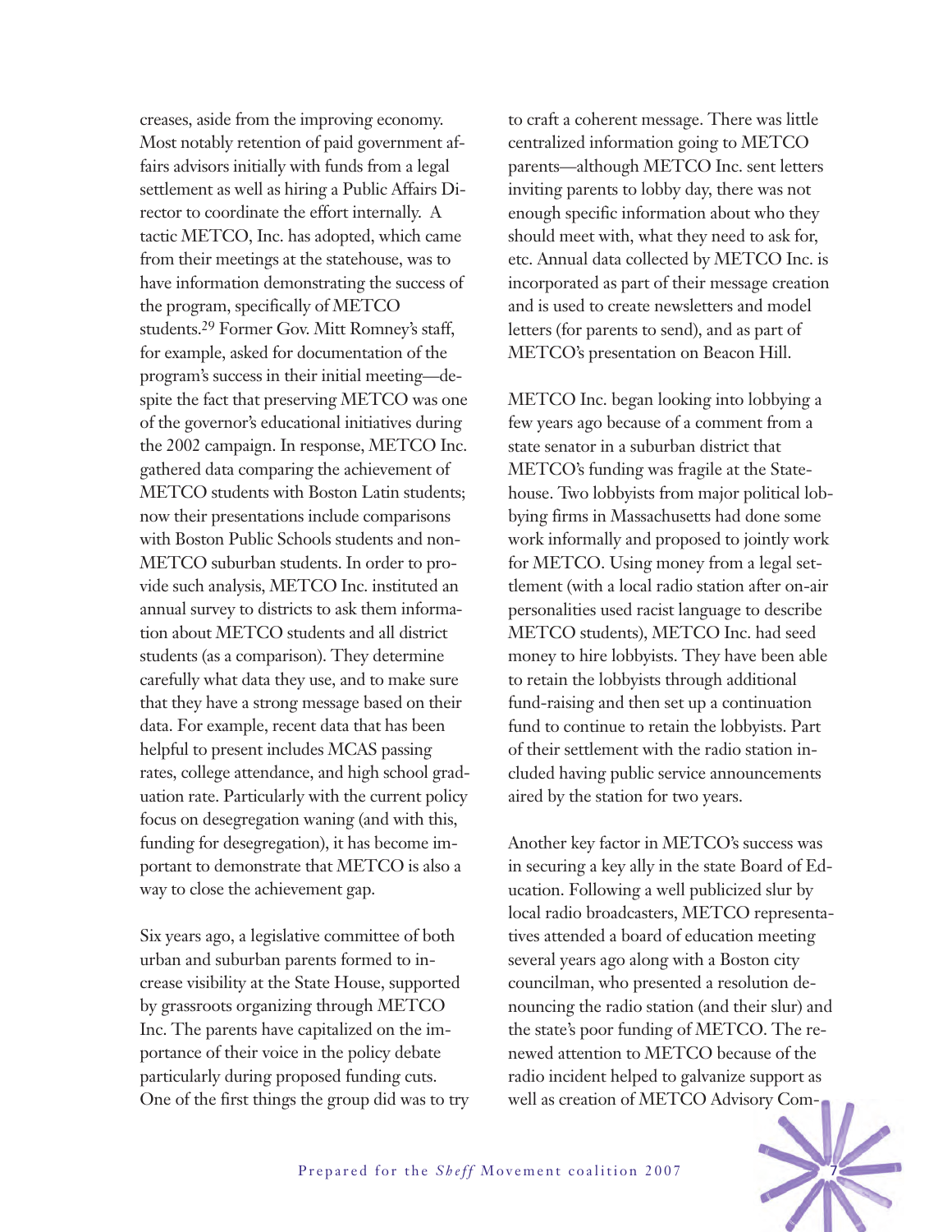creases, aside from the improving economy. Most notably retention of paid government affairs advisors initially with funds from a legal settlement as well as hiring a Public Affairs Director to coordinate the effort internally. A tactic METCO, Inc. has adopted, which came from their meetings at the statehouse, was to have information demonstrating the success of the program, specifically of METCO students.[29] Former Gov. Mitt Romney's staff, for example, asked for documentation of the program's success in their initial meeting—despite the fact that preserving METCO was one of the governor's educational initiatives during the 2002 campaign. In response, METCO Inc. gathered data comparing the achievement of METCO students with Boston Latin students; now their presentations include comparisons with Boston Public Schools students and non-METCO suburban students. In order to provide such analysis, METCO Inc. instituted an annual survey to districts to ask them information about METCO students and all district students (as a comparison). They determine carefully what data they use, and to make sure that they have a strong message based on their data. For example, recent data that has been helpful to present includes MCAS passing rates, college attendance, and high school graduation rate. Particularly with the current policy focus on desegregation waning (and with this, funding for desegregation), it has become important to demonstrate that METCO is also a way to close the achievement gap.

Six years ago, a legislative committee of both urban and suburban parents formed to increase visibility at the State House, supported by grassroots organizing through METCO Inc. The parents have capitalized on the importance of their voice in the policy debate particularly during proposed funding cuts. One of the first things the group did was to try to craft a coherent message. There was little centralized information going to METCO parents—although METCO Inc. sent letters inviting parents to lobby day, there was not enough specific information about who they should meet with, what they need to ask for, etc. Annual data collected by METCO Inc. is incorporated as part of their message creation and is used to create newsletters and model letters (for parents to send), and as part of METCO's presentation on Beacon Hill.

METCO Inc. began looking into lobbying a few years ago because of a comment from a state senator in a suburban district that METCO's funding was fragile at the Statehouse. Two lobbyists from major political lobbying firms in Massachusetts had done some work informally and proposed to jointly work for METCO. Using money from a legal settlement (with a local radio station after on-air personalities used racist language to describe METCO students), METCO Inc. had seed money to hire lobbyists. They have been able to retain the lobbyists through additional fund-raising and then set up a continuation fund to continue to retain the lobbyists. Part of their settlement with the radio station included having public service announcements aired by the station for two years.

Another key factor in METCO's success was in securing a key ally in the state Board of Education. Following a well publicized slur by local radio broadcasters, METCO representatives attended a board of education meeting several years ago along with a Boston city councilman, who presented a resolution denouncing the radio station (and their slur) and the state's poor funding of METCO. The renewed attention to METCO because of the radio incident helped to galvanize support as well as creation of METCO Advisory Com-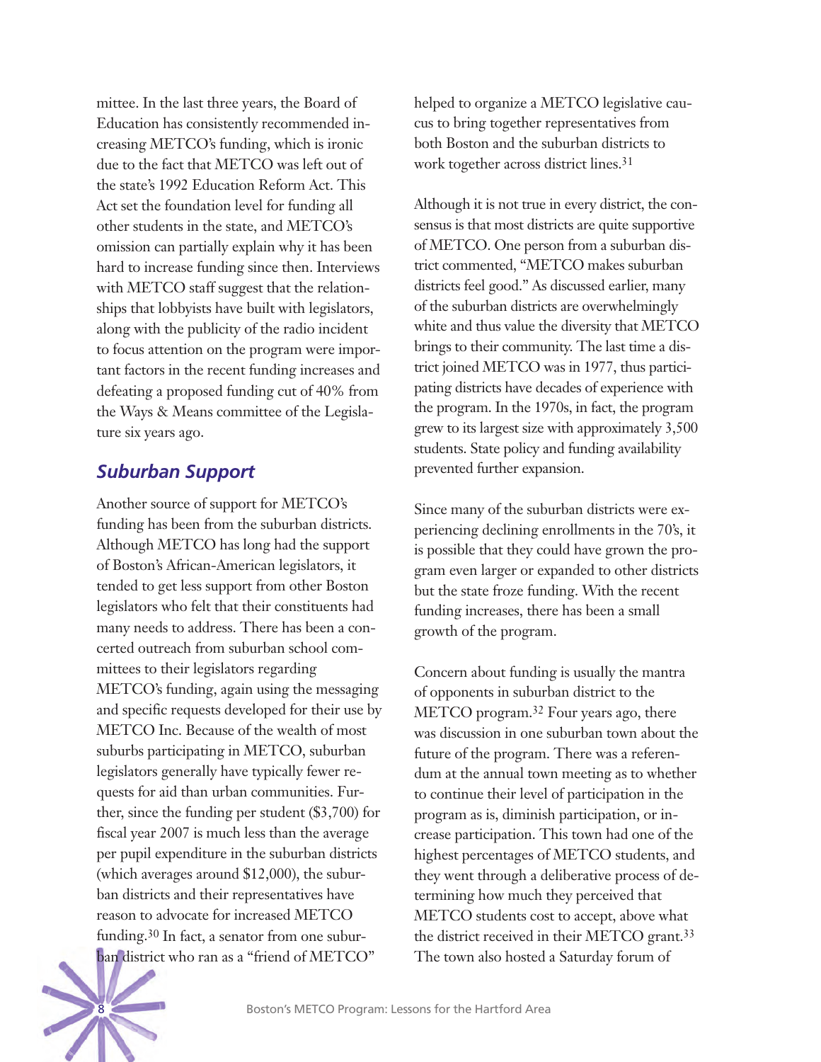mittee. In the last three years, the Board of Education has consistently recommended increasing METCO's funding, which is ironic due to the fact that METCO was left out of the state's 1992 Education Reform Act. This Act set the foundation level for funding all other students in the state, and METCO's omission can partially explain why it has been hard to increase funding since then. Interviews with METCO staff suggest that the relationships that lobbyists have built with legislators, along with the publicity of the radio incident to focus attention on the program were important factors in the recent funding increases and defeating a proposed funding cut of 40% from the Ways & Means committee of the Legislature six years ago.

## *Suburban Support*

Another source of support for METCO's funding has been from the suburban districts. Although METCO has long had the support of Boston's African-American legislators, it tended to get less support from other Boston legislators who felt that their constituents had many needs to address. There has been a concerted outreach from suburban school committees to their legislators regarding METCO's funding, again using the messaging and specific requests developed for their use by METCO Inc. Because of the wealth of most suburbs participating in METCO, suburban legislators generally have typically fewer requests for aid than urban communities. Further, since the funding per student ($3,700) for fiscal year 2007 is much less than the average per pupil expenditure in the suburban districts (which averages around $12,000), the suburban districts and their representatives have reason to advocate for increased METCO funding.[30] In fact, a senator from one suburban district who ran as a "friend of METCO" helped to organize a METCO legislative caucus to bring together representatives from both Boston and the suburban districts to work together across district lines.[31]

Although it is not true in every district, the consensus is that most districts are quite supportive of METCO. One person from a suburban district commented, "METCO makes suburban districts feel good." As discussed earlier, many of the suburban districts are overwhelmingly white and thus value the diversity that METCO brings to their community. The last time a district joined METCO was in 1977, thus participating districts have decades of experience with the program. In the 1970s, in fact, the program grew to its largest size with approximately 3,500 students. State policy and funding availability prevented further expansion.

Since many of the suburban districts were experiencing declining enrollments in the 70's, it is possible that they could have grown the program even larger or expanded to other districts but the state froze funding. With the recent funding increases, there has been a small growth of the program.

Concern about funding is usually the mantra of opponents in suburban district to the METCO program.[32] Four years ago, there was discussion in one suburban town about the future of the program. There was a referendum at the annual town meeting as to whether to continue their level of participation in the program as is, diminish participation, or increase participation. This town had one of the highest percentages of METCO students, and they went through a deliberative process of determining how much they perceived that METCO students cost to accept, above what the district received in their METCO grant.[33] The town also hosted a Saturday forum of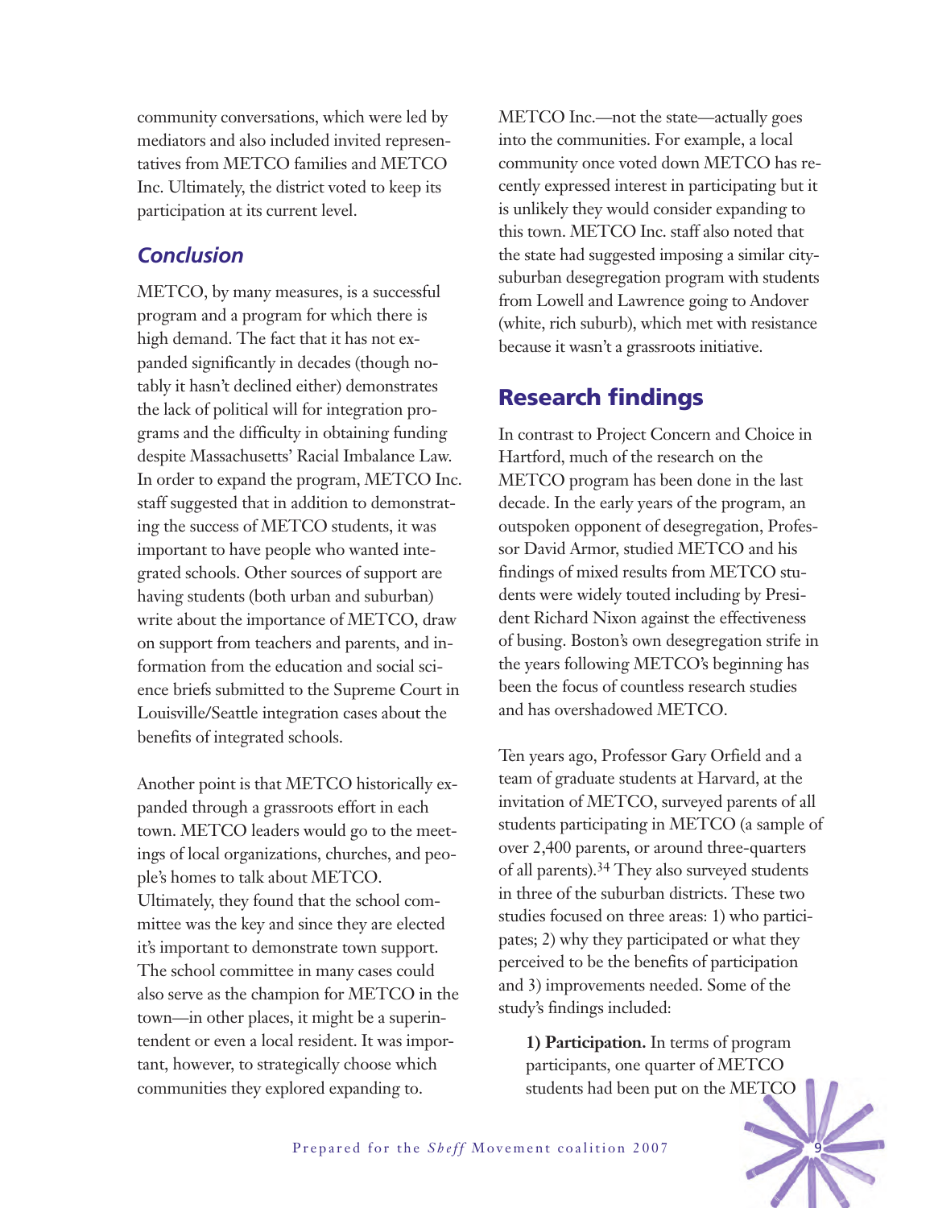community conversations, which were led by mediators and also included invited representatives from METCO families and METCO Inc. Ultimately, the district voted to keep its participation at its current level.

### *Conclusion*

METCO, by many measures, is a successful program and a program for which there is high demand. The fact that it has not expanded significantly in decades (though notably it hasn't declined either) demonstrates the lack of political will for integration programs and the difficulty in obtaining funding despite Massachusetts' Racial Imbalance Law. In order to expand the program, METCO Inc. staff suggested that in addition to demonstrating the success of METCO students, it was important to have people who wanted integrated schools. Other sources of support are having students (both urban and suburban) write about the importance of METCO, draw on support from teachers and parents, and information from the education and social science briefs submitted to the Supreme Court in Louisville/Seattle integration cases about the benefits of integrated schools.

Another point is that METCO historically expanded through a grassroots effort in each town. METCO leaders would go to the meetings of local organizations, churches, and people's homes to talk about METCO. Ultimately, they found that the school committee was the key and since they are elected it's important to demonstrate town support. The school committee in many cases could also serve as the champion for METCO in the town—in other places, it might be a superintendent or even a local resident. It was important, however, to strategically choose which communities they explored expanding to. METCO Inc.—not the state—actually goes into the communities. For example, a local community once voted down METCO has recently expressed interest in participating but it is unlikely they would consider expanding to this town. METCO Inc. staff also noted that the state had suggested imposing a similar city-suburban desegregation program with students from Lowell and Lawrence going to Andover (white, rich suburb), which met with resistance because it wasn't a grassroots initiative.

## Research findings

In contrast to Project Concern and Choice in Hartford, much of the research on the METCO program has been done in the last decade. In the early years of the program, an outspoken opponent of desegregation, Professor David Armor, studied METCO and his findings of mixed results from METCO students were widely touted including by President Richard Nixon against the effectiveness of busing. Boston's own desegregation strife in the years following METCO's beginning has been the focus of countless research studies and has overshadowed METCO.

Ten years ago, Professor Gary Orfield and a team of graduate students at Harvard, at the invitation of METCO, surveyed parents of all students participating in METCO (a sample of over 2,400 parents, or around three-quarters of all parents).[34] They also surveyed students in three of the suburban districts. These two studies focused on three areas: 1) who participates; 2) why they participated or what they perceived to be the benefits of participation and 3) improvements needed. Some of the study's findings included:

**1) Participation.** In terms of program participants, one quarter of METCO students had been put on the METCO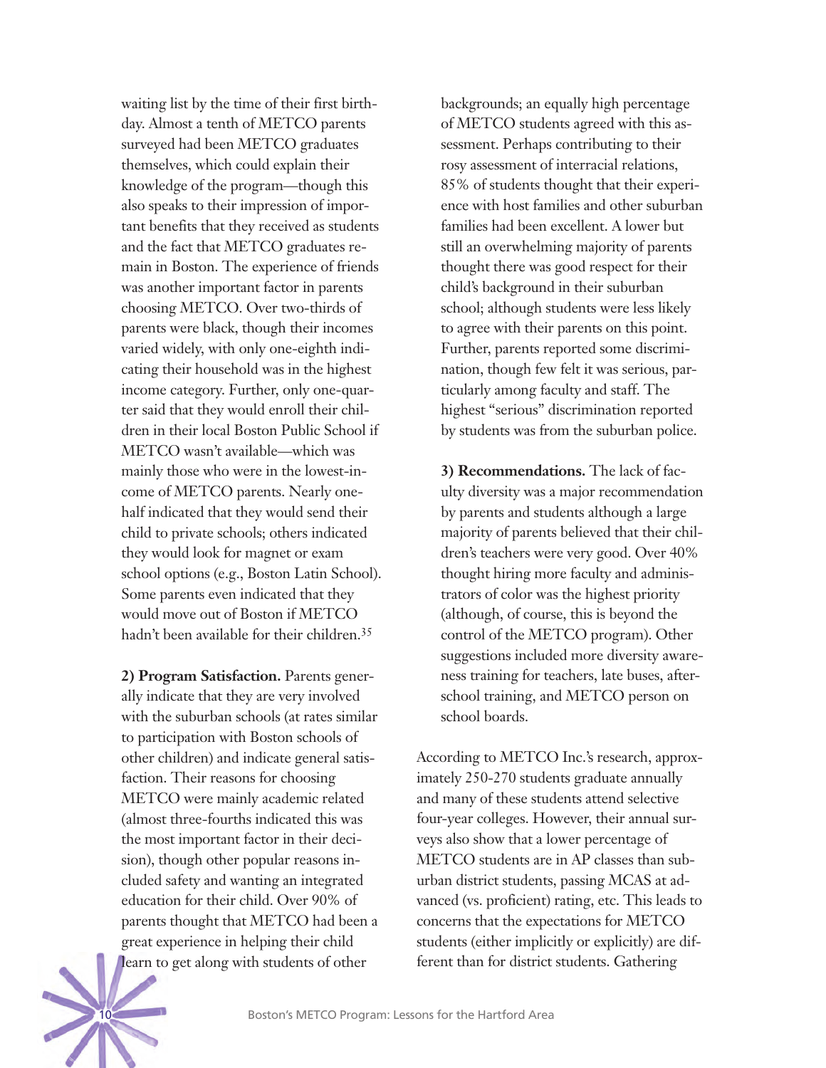waiting list by the time of their first birthday. Almost a tenth of METCO parents surveyed had been METCO graduates themselves, which could explain their knowledge of the program—though this also speaks to their impression of important benefits that they received as students and the fact that METCO graduates remain in Boston. The experience of friends was another important factor in parents choosing METCO. Over two-thirds of parents were black, though their incomes varied widely, with only one-eighth indicating their household was in the highest income category. Further, only one-quarter said that they would enroll their children in their local Boston Public School if METCO wasn't available—which was mainly those who were in the lowest-income of METCO parents. Nearly one-half indicated that they would send their child to private schools; others indicated they would look for magnet or exam school options (e.g., Boston Latin School). Some parents even indicated that they would move out of Boston if METCO hadn't been available for their children.[35]

**2) Program Satisfaction.** Parents generally indicate that they are very involved with the suburban schools (at rates similar to participation with Boston schools of other children) and indicate general satisfaction. Their reasons for choosing METCO were mainly academic related (almost three-fourths indicated this was the most important factor in their decision), though other popular reasons included safety and wanting an integrated education for their child. Over 90% of parents thought that METCO had been a great experience in helping their child learn to get along with students of other backgrounds; an equally high percentage of METCO students agreed with this assessment. Perhaps contributing to their rosy assessment of interracial relations, 85% of students thought that their experience with host families and other suburban families had been excellent. A lower but still an overwhelming majority of parents thought there was good respect for their child's background in their suburban school; although students were less likely to agree with their parents on this point. Further, parents reported some discrimination, though few felt it was serious, particularly among faculty and staff. The highest "serious" discrimination reported by students was from the suburban police.

**3) Recommendations.** The lack of faculty diversity was a major recommendation by parents and students although a large majority of parents believed that their children's teachers were very good. Over 40% thought hiring more faculty and administrators of color was the highest priority (although, of course, this is beyond the control of the METCO program). Other suggestions included more diversity awareness training for teachers, late buses, afterschool training, and METCO person on school boards.

According to METCO Inc.'s research, approximately 250-270 students graduate annually and many of these students attend selective four-year colleges. However, their annual surveys also show that a lower percentage of METCO students are in AP classes than suburban district students, passing MCAS at advanced (vs. proficient) rating, etc. This leads to concerns that the expectations for METCO students (either implicitly or explicitly) are different than for district students. Gathering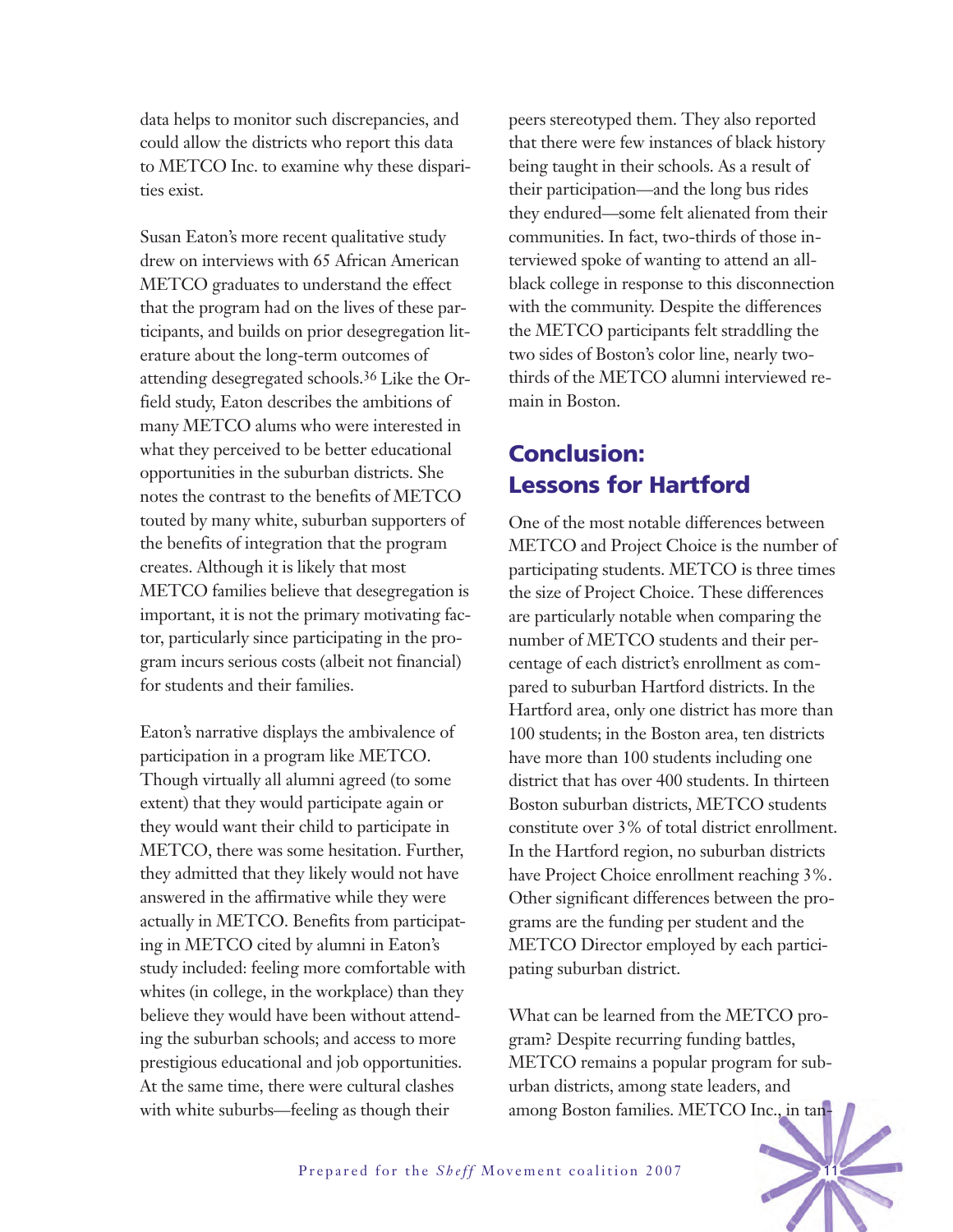data helps to monitor such discrepancies, and could allow the districts who report this data to METCO Inc. to examine why these disparities exist.

Susan Eaton's more recent qualitative study drew on interviews with 65 African American METCO graduates to understand the effect that the program had on the lives of these participants, and builds on prior desegregation literature about the long-term outcomes of attending desegregated schools.[36] Like the Orfield study, Eaton describes the ambitions of many METCO alums who were interested in what they perceived to be better educational opportunities in the suburban districts. She notes the contrast to the benefits of METCO touted by many white, suburban supporters of the benefits of integration that the program creates. Although it is likely that most METCO families believe that desegregation is important, it is not the primary motivating factor, particularly since participating in the program incurs serious costs (albeit not financial) for students and their families.

Eaton's narrative displays the ambivalence of participation in a program like METCO. Though virtually all alumni agreed (to some extent) that they would participate again or they would want their child to participate in METCO, there was some hesitation. Further, they admitted that they likely would not have answered in the affirmative while they were actually in METCO. Benefits from participating in METCO cited by alumni in Eaton's study included: feeling more comfortable with whites (in college, in the workplace) than they believe they would have been without attending the suburban schools; and access to more prestigious educational and job opportunities. At the same time, there were cultural clashes with white suburbs—feeling as though their peers stereotyped them. They also reported that there were few instances of black history being taught in their schools. As a result of their participation—and the long bus rides they endured—some felt alienated from their communities. In fact, two-thirds of those interviewed spoke of wanting to attend an all-black college in response to this disconnection with the community. Despite the differences the METCO participants felt straddling the two sides of Boston's color line, nearly two-thirds of the METCO alumni interviewed remain in Boston.

## Conclusion: Lessons for Hartford

One of the most notable differences between METCO and Project Choice is the number of participating students. METCO is three times the size of Project Choice. These differences are particularly notable when comparing the number of METCO students and their percentage of each district's enrollment as compared to suburban Hartford districts. In the Hartford area, only one district has more than 100 students; in the Boston area, ten districts have more than 100 students including one district that has over 400 students. In thirteen Boston suburban districts, METCO students constitute over 3% of total district enrollment. In the Hartford region, no suburban districts have Project Choice enrollment reaching 3%. Other significant differences between the programs are the funding per student and the METCO Director employed by each participating suburban district.

What can be learned from the METCO program? Despite recurring funding battles, METCO remains a popular program for suburban districts, among state leaders, and among Boston families. METCO Inc., in tan-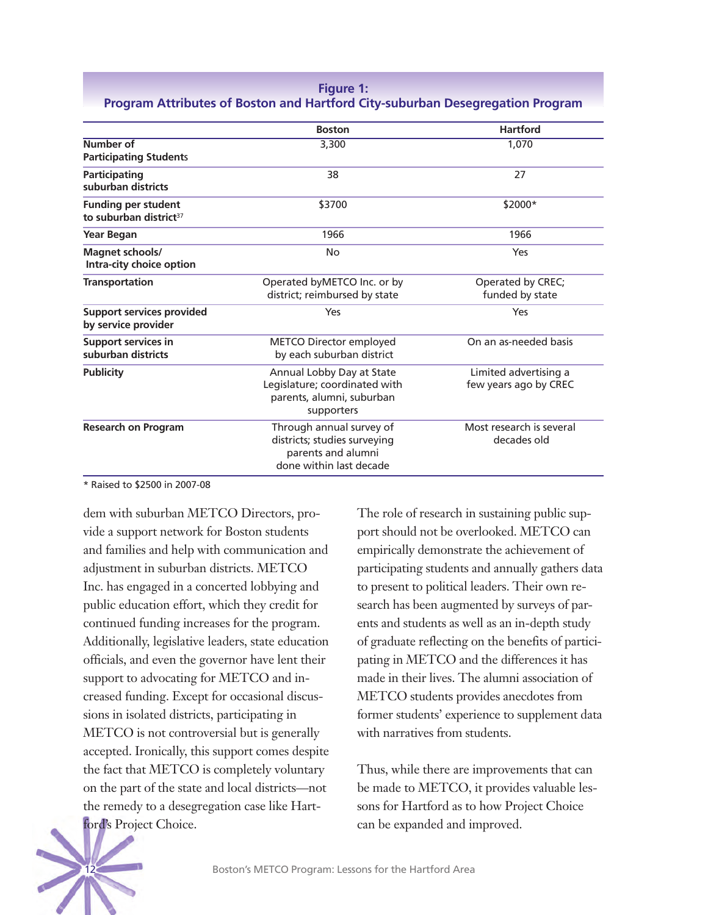**Figure 1: Program Attributes of Boston and Hartford City-suburban Desegregation Program**

| | Boston | Hartford |
|---|---|---|
| **Number of Participating Students** | 3,300 | 1,070 |
| **Participating suburban districts** | 38 | 27 |
| **Funding per student to suburban district**[37] | $3700 | $2000* |
| **Year Began** | 1966 | 1966 |
| **Magnet schools/ Intra-city choice option** | No | Yes |
| **Transportation** | Operated byMETCO Inc. or by district; reimbursed by state | Operated by CREC; funded by state |
| **Support services provided by service provider** | Yes | Yes |
| **Support services in suburban districts** | METCO Director employed by each suburban district | On an as-needed basis |
| **Publicity** | Annual Lobby Day at State Legislature; coordinated with parents, alumni, suburban supporters | Limited advertising a few years ago by CREC |
| **Research on Program** | Through annual survey of districts; studies surveying parents and alumni done within last decade | Most research is several decades old |

* Raised to $2500 in 2007-08

dem with suburban METCO Directors, provide a support network for Boston students and families and help with communication and adjustment in suburban districts. METCO Inc. has engaged in a concerted lobbying and public education effort, which they credit for continued funding increases for the program. Additionally, legislative leaders, state education officials, and even the governor have lent their support to advocating for METCO and increased funding. Except for occasional discussions in isolated districts, participating in METCO is not controversial but is generally accepted. Ironically, this support comes despite the fact that METCO is completely voluntary on the part of the state and local districts—not the remedy to a desegregation case like Hartford's Project Choice.

The role of research in sustaining public support should not be overlooked. METCO can empirically demonstrate the achievement of participating students and annually gathers data to present to political leaders. Their own research has been augmented by surveys of parents and students as well as an in-depth study of graduate reflecting on the benefits of participating in METCO and the differences it has made in their lives. The alumni association of METCO students provides anecdotes from former students' experience to supplement data with narratives from students.

Thus, while there are improvements that can be made to METCO, it provides valuable lessons for Hartford as to how Project Choice can be expanded and improved.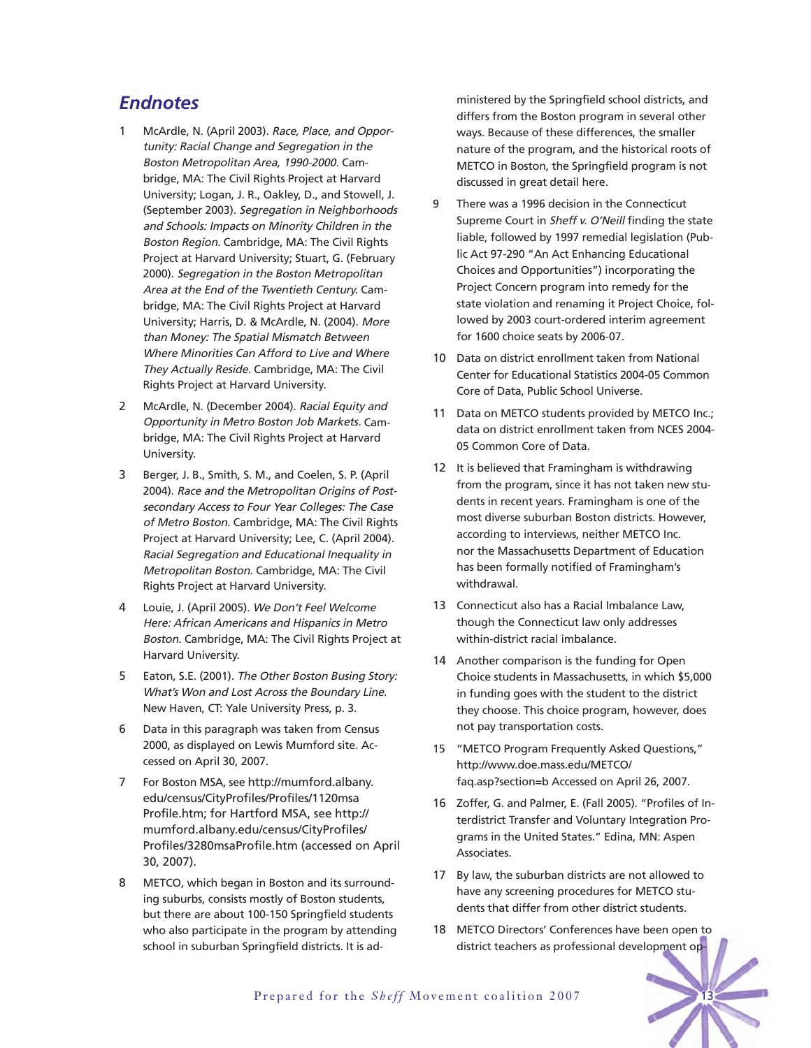## *Endnotes*

1. McArdle, N. (April 2003). *Race, Place, and Opportunity: Racial Change and Segregation in the Boston Metropolitan Area, 1990-2000.* Cambridge, MA: The Civil Rights Project at Harvard University; Logan, J. R., Oakley, D., and Stowell, J. (September 2003). *Segregation in Neighborhoods and Schools: Impacts on Minority Children in the Boston Region.* Cambridge, MA: The Civil Rights Project at Harvard University; Stuart, G. (February 2000). *Segregation in the Boston Metropolitan Area at the End of the Twentieth Century.* Cambridge, MA: The Civil Rights Project at Harvard University; Harris, D. & McArdle, N. (2004). *More than Money: The Spatial Mismatch Between Where Minorities Can Afford to Live and Where They Actually Reside.* Cambridge, MA: The Civil Rights Project at Harvard University.

2. McArdle, N. (December 2004). *Racial Equity and Opportunity in Metro Boston Job Markets.* Cambridge, MA: The Civil Rights Project at Harvard University.

3. Berger, J. B., Smith, S. M., and Coelen, S. P. (April 2004). *Race and the Metropolitan Origins of Post-secondary Access to Four Year Colleges: The Case of Metro Boston.* Cambridge, MA: The Civil Rights Project at Harvard University; Lee, C. (April 2004). *Racial Segregation and Educational Inequality in Metropolitan Boston.* Cambridge, MA: The Civil Rights Project at Harvard University.

4. Louie, J. (April 2005). *We Don't Feel Welcome Here: African Americans and Hispanics in Metro Boston.* Cambridge, MA: The Civil Rights Project at Harvard University.

5. Eaton, S.E. (2001). *The Other Boston Busing Story: What's Won and Lost Across the Boundary Line.* New Haven, CT: Yale University Press, p. 3.

6. Data in this paragraph was taken from Census 2000, as displayed on Lewis Mumford site. Accessed on April 30, 2007.

7. For Boston MSA, see http://mumford.albany.edu/census/CityProfiles/Profiles/1120msaProfile.htm; for Hartford MSA, see http://mumford.albany.edu/census/CityProfiles/Profiles/3280msaProfile.htm (accessed on April 30, 2007).

8. METCO, which began in Boston and its surrounding suburbs, consists mostly of Boston students, but there are about 100-150 Springfield students who also participate in the program by attending school in suburban Springfield districts. It is administered by the Springfield school districts, and differs from the Boston program in several other ways. Because of these differences, the smaller nature of the program, and the historical roots of METCO in Boston, the Springfield program is not discussed in great detail here.

9. There was a 1996 decision in the Connecticut Supreme Court in *Sheff v. O'Neill* finding the state liable, followed by 1997 remedial legislation (Public Act 97-290 "An Act Enhancing Educational Choices and Opportunities") incorporating the Project Concern program into remedy for the state violation and renaming it Project Choice, followed by 2003 court-ordered interim agreement for 1600 choice seats by 2006-07.

10. Data on district enrollment taken from National Center for Educational Statistics 2004-05 Common Core of Data, Public School Universe.

11. Data on METCO students provided by METCO Inc.; data on district enrollment taken from NCES 2004-05 Common Core of Data.

12. It is believed that Framingham is withdrawing from the program, since it has not taken new students in recent years. Framingham is one of the most diverse suburban Boston districts. However, according to interviews, neither METCO Inc. nor the Massachusetts Department of Education has been formally notified of Framingham's withdrawal.

13. Connecticut also has a Racial Imbalance Law, though the Connecticut law only addresses within-district racial imbalance.

14. Another comparison is the funding for Open Choice students in Massachusetts, in which $5,000 in funding goes with the student to the district they choose. This choice program, however, does not pay transportation costs.

15. "METCO Program Frequently Asked Questions," http://www.doe.mass.edu/METCO/faq.asp?section=b Accessed on April 26, 2007.

16. Zoffer, G. and Palmer, E. (Fall 2005). "Profiles of Interdistrict Transfer and Voluntary Integration Programs in the United States." Edina, MN: Aspen Associates.

17. By law, the suburban districts are not allowed to have any screening procedures for METCO students that differ from other district students.

18. METCO Directors' Conferences have been open to district teachers as professional development op-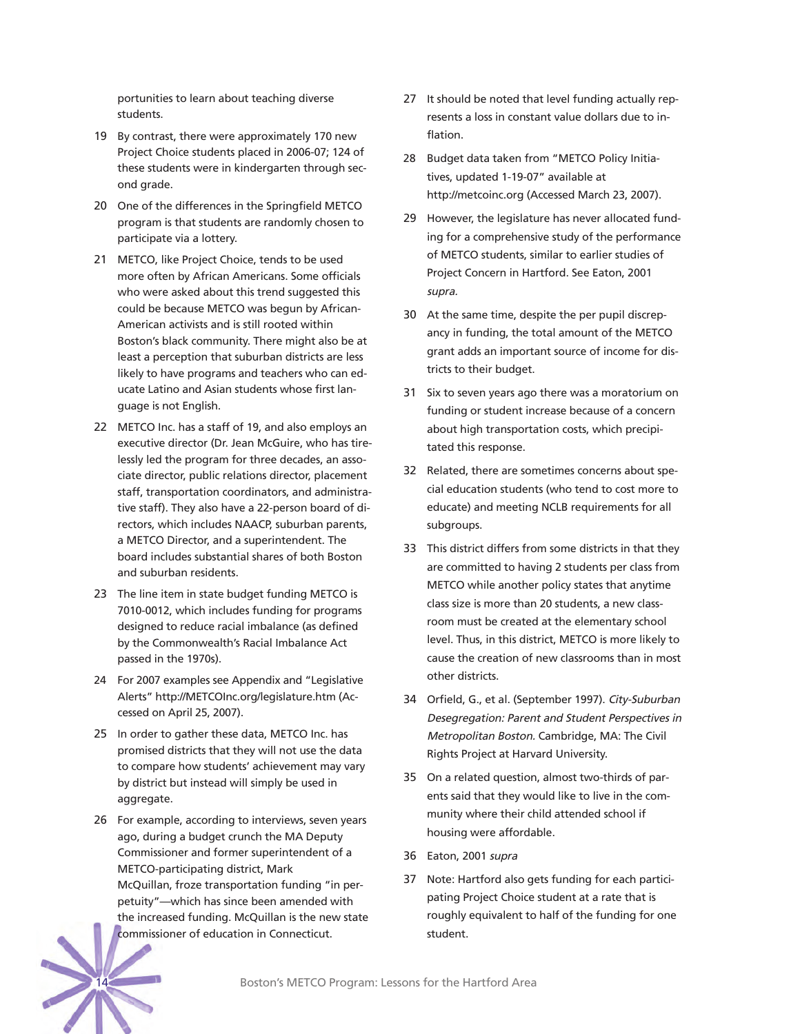portunities to learn about teaching diverse students.

19 By contrast, there were approximately 170 new Project Choice students placed in 2006-07; 124 of these students were in kindergarten through second grade.

20 One of the differences in the Springfield METCO program is that students are randomly chosen to participate via a lottery.

21 METCO, like Project Choice, tends to be used more often by African Americans. Some officials who were asked about this trend suggested this could be because METCO was begun by African-American activists and is still rooted within Boston's black community. There might also be at least a perception that suburban districts are less likely to have programs and teachers who can educate Latino and Asian students whose first language is not English.

22 METCO Inc. has a staff of 19, and also employs an executive director (Dr. Jean McGuire, who has tirelessly led the program for three decades, an associate director, public relations director, placement staff, transportation coordinators, and administrative staff). They also have a 22-person board of directors, which includes NAACP, suburban parents, a METCO Director, and a superintendent. The board includes substantial shares of both Boston and suburban residents.

23 The line item in state budget funding METCO is 7010-0012, which includes funding for programs designed to reduce racial imbalance (as defined by the Commonwealth's Racial Imbalance Act passed in the 1970s).

24 For 2007 examples see Appendix and "Legislative Alerts" http://METCOInc.org/legislature.htm (Accessed on April 25, 2007).

25 In order to gather these data, METCO Inc. has promised districts that they will not use the data to compare how students' achievement may vary by district but instead will simply be used in aggregate.

26 For example, according to interviews, seven years ago, during a budget crunch the MA Deputy Commissioner and former superintendent of a METCO-participating district, Mark McQuillan, froze transportation funding "in perpetuity"—which has since been amended with the increased funding. McQuillan is the new state commissioner of education in Connecticut.

27 It should be noted that level funding actually represents a loss in constant value dollars due to inflation.

28 Budget data taken from "METCO Policy Initiatives, updated 1-19-07" available at http://metcoinc.org (Accessed March 23, 2007).

29 However, the legislature has never allocated funding for a comprehensive study of the performance of METCO students, similar to earlier studies of Project Concern in Hartford. See Eaton, 2001 *supra.*

30 At the same time, despite the per pupil discrepancy in funding, the total amount of the METCO grant adds an important source of income for districts to their budget.

31 Six to seven years ago there was a moratorium on funding or student increase because of a concern about high transportation costs, which precipitated this response.

32 Related, there are sometimes concerns about special education students (who tend to cost more to educate) and meeting NCLB requirements for all subgroups.

33 This district differs from some districts in that they are committed to having 2 students per class from METCO while another policy states that anytime class size is more than 20 students, a new classroom must be created at the elementary school level. Thus, in this district, METCO is more likely to cause the creation of new classrooms than in most other districts.

34 Orfield, G., et al. (September 1997). *City-Suburban Desegregation: Parent and Student Perspectives in Metropolitan Boston.* Cambridge, MA: The Civil Rights Project at Harvard University.

35 On a related question, almost two-thirds of parents said that they would like to live in the community where their child attended school if housing were affordable.

36 Eaton, 2001 *supra*

37 Note: Hartford also gets funding for each participating Project Choice student at a rate that is roughly equivalent to half of the funding for one student.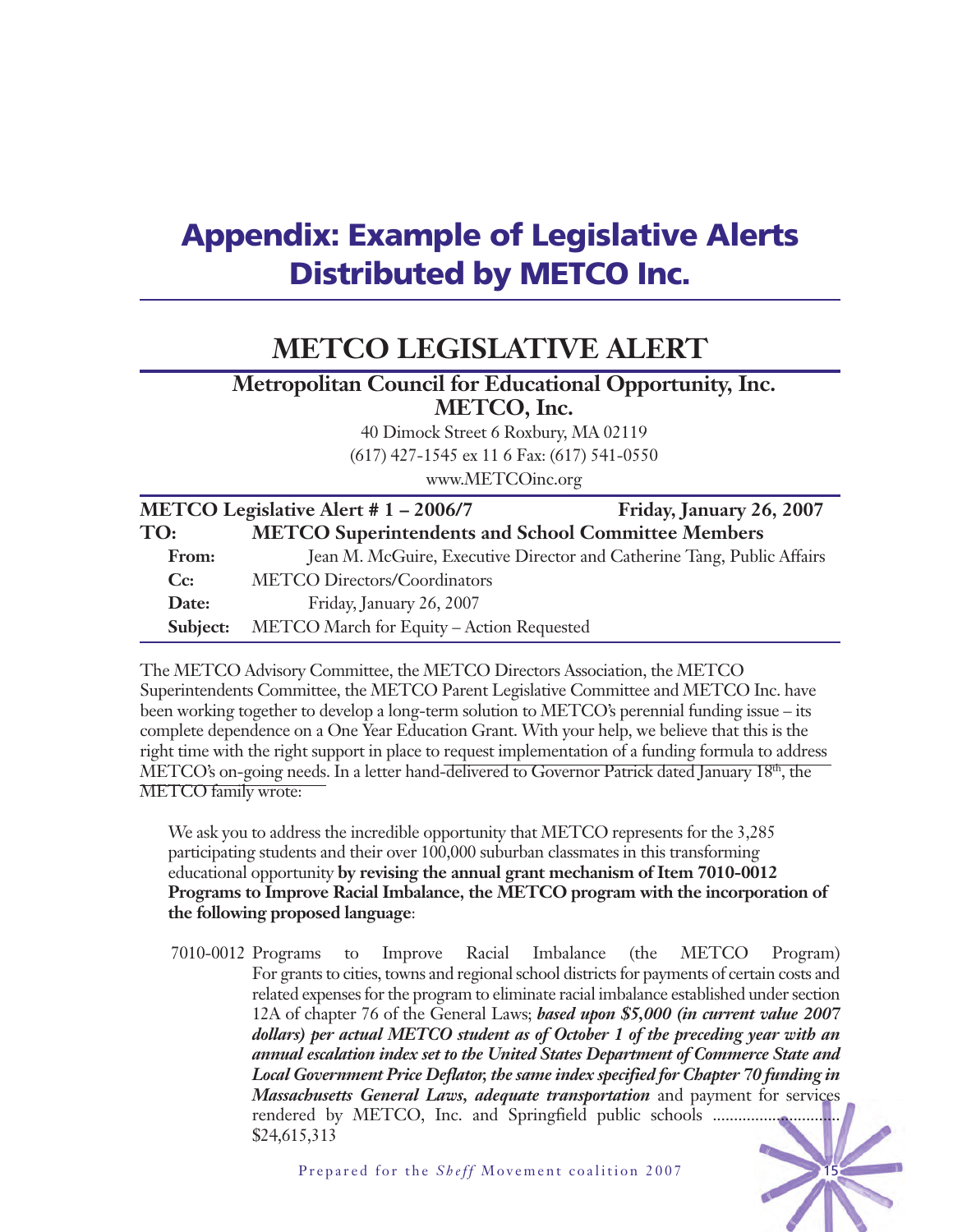# Appendix: Example of Legislative Alerts Distributed by METCO Inc.

## METCO LEGISLATIVE ALERT

**Metropolitan Council for Educational Opportunity, Inc.**
**METCO, Inc.**

40 Dimock Street 6 Roxbury, MA 02119
(617) 427-1545 ex 11 6 Fax: (617) 541-0550
www.METCOinc.org

**METCO Legislative Alert # 1 – 2006/7** **Friday, January 26, 2007**

**TO:** **METCO Superintendents and School Committee Members**
**From:** Jean M. McGuire, Executive Director and Catherine Tang, Public Affairs
**Cc:** METCO Directors/Coordinators
**Date:** Friday, January 26, 2007
**Subject:** METCO March for Equity – Action Requested

The METCO Advisory Committee, the METCO Directors Association, the METCO Superintendents Committee, the METCO Parent Legislative Committee and METCO Inc. have been working together to develop a long-term solution to METCO's perennial funding issue – its complete dependence on a One Year Education Grant. With your help, we believe that this is the right time with the right support in place to request implementation of a funding formula to address METCO's on-going needs. In a letter hand-delivered to Governor Patrick dated January 18th, the METCO family wrote:

> We ask you to address the incredible opportunity that METCO represents for the 3,285 participating students and their over 100,000 suburban classmates in this transforming educational opportunity **by revising the annual grant mechanism of Item 7010-0012 Programs to Improve Racial Imbalance, the METCO program with the incorporation of the following proposed language**:
>
> 7010-0012 Programs to Improve Racial Imbalance (the METCO Program) For grants to cities, towns and regional school districts for payments of certain costs and related expenses for the program to eliminate racial imbalance established under section 12A of chapter 76 of the General Laws; ***based upon $5,000 (in current value 2007 dollars) per actual METCO student as of October 1 of the preceding year with an annual escalation index set to the United States Department of Commerce State and Local Government Price Deflator, the same index specified for Chapter 70 funding in Massachusetts General Laws, adequate transportation*** and payment for services rendered by METCO, Inc. and Springfield public schools .............................. $24,615,313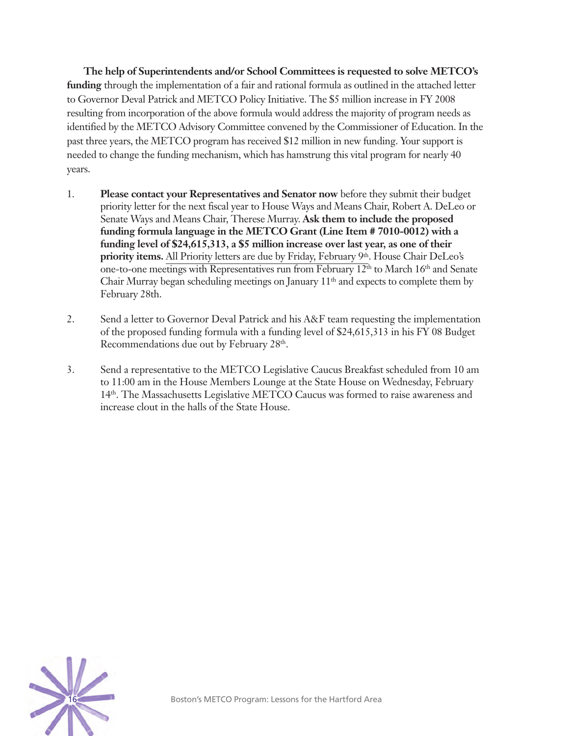**The help of Superintendents and/or School Committees is requested to solve METCO's funding** through the implementation of a fair and rational formula as outlined in the attached letter to Governor Deval Patrick and METCO Policy Initiative. The $5 million increase in FY 2008 resulting from incorporation of the above formula would address the majority of program needs as identified by the METCO Advisory Committee convened by the Commissioner of Education. In the past three years, the METCO program has received $12 million in new funding. Your support is needed to change the funding mechanism, which has hamstrung this vital program for nearly 40 years.

1. **Please contact your Representatives and Senator now** before they submit their budget priority letter for the next fiscal year to House Ways and Means Chair, Robert A. DeLeo or Senate Ways and Means Chair, Therese Murray. **Ask them to include the proposed funding formula language in the METCO Grant (Line Item # 7010-0012) with a funding level of $24,615,313, a $5 million increase over last year, as one of their priority items.** All Priority letters are due by Friday, February 9th. House Chair DeLeo's one-to-one meetings with Representatives run from February 12th to March 16th and Senate Chair Murray began scheduling meetings on January 11th and expects to complete them by February 28th.

2. Send a letter to Governor Deval Patrick and his A&F team requesting the implementation of the proposed funding formula with a funding level of $24,615,313 in his FY 08 Budget Recommendations due out by February 28th.

3. Send a representative to the METCO Legislative Caucus Breakfast scheduled from 10 am to 11:00 am in the House Members Lounge at the State House on Wednesday, February 14th. The Massachusetts Legislative METCO Caucus was formed to raise awareness and increase clout in the halls of the State House.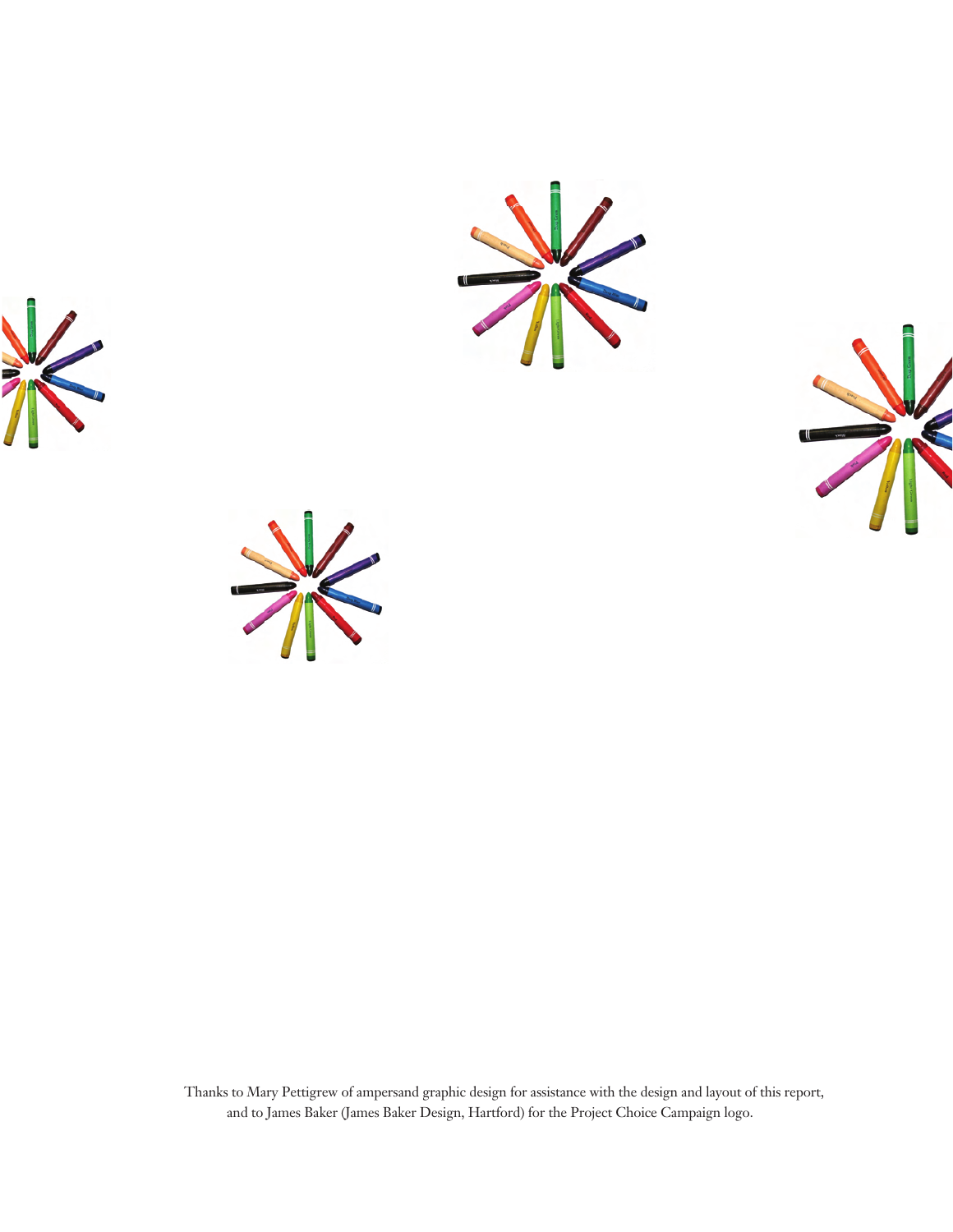Thanks to Mary Pettigrew of ampersand graphic design for assistance with the design and layout of this report, and to James Baker (James Baker Design, Hartford) for the Project Choice Campaign logo.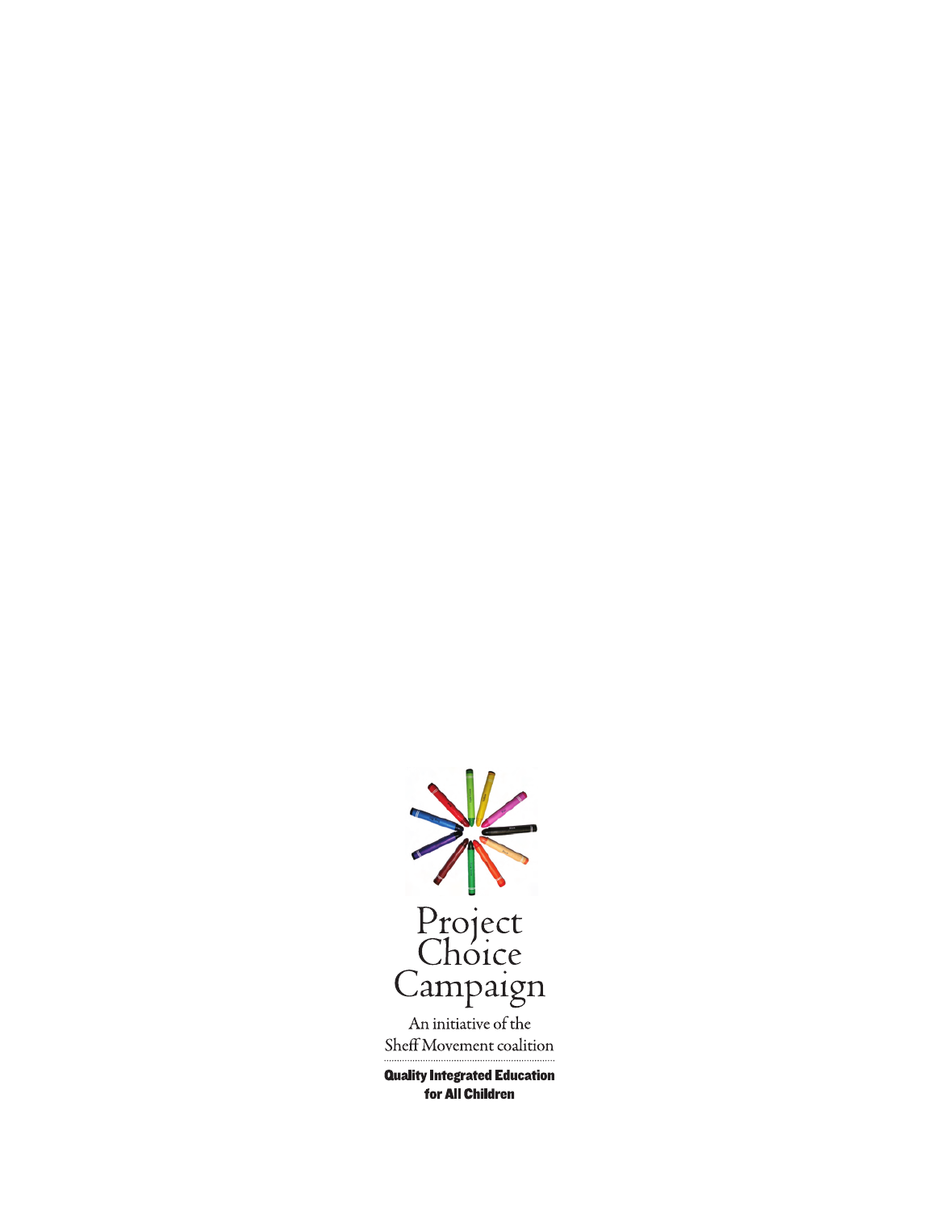Project Choice Campaign

An initiative of the Sheff Movement coalition

**Quality Integrated Education for All Children**